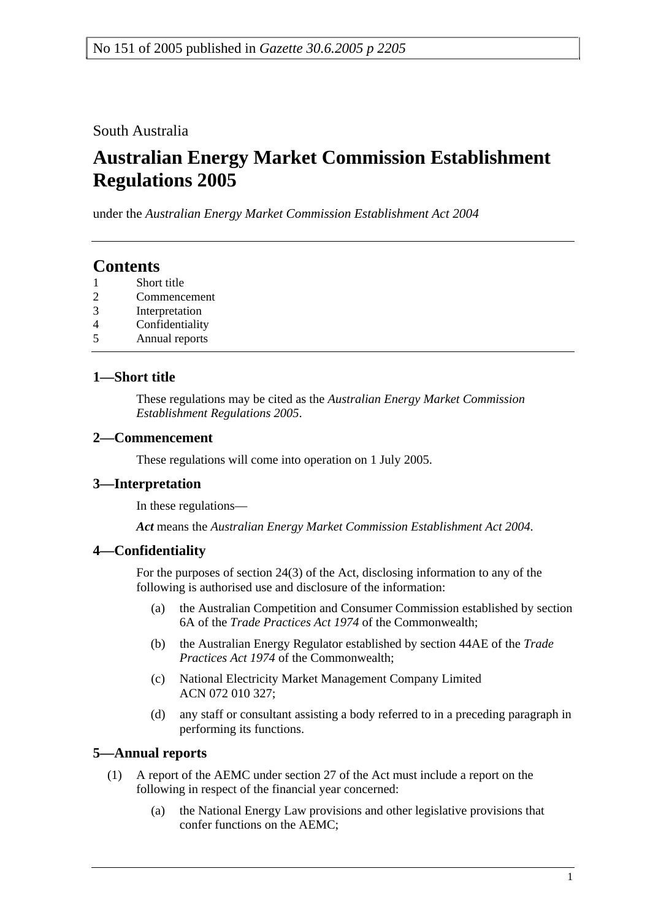No 151 of 2005 published in *Gazette 30.6.2005 p 2205*

South Australia

# Australian Energy Market Commission Establishment Regulations 2005

under the *Australian Energy Market Commission Establishment Act 2004*

## Contents

1 Short title
2 Commencement
3 Interpretation
4 Confidentiality
5 Annual reports

### 1—Short title

These regulations may be cited as the *Australian Energy Market Commission Establishment Regulations 2005*.

### 2—Commencement

These regulations will come into operation on 1 July 2005.

### 3—Interpretation

In these regulations—

***Act*** means the *Australian Energy Market Commission Establishment Act 2004*.

### 4—Confidentiality

For the purposes of section 24(3) of the Act, disclosing information to any of the following is authorised use and disclosure of the information:

(a) the Australian Competition and Consumer Commission established by section 6A of the *Trade Practices Act 1974* of the Commonwealth;

(b) the Australian Energy Regulator established by section 44AE of the *Trade Practices Act 1974* of the Commonwealth;

(c) National Electricity Market Management Company Limited ACN 072 010 327;

(d) any staff or consultant assisting a body referred to in a preceding paragraph in performing its functions.

### 5—Annual reports

(1) A report of the AEMC under section 27 of the Act must include a report on the following in respect of the financial year concerned:

(a) the National Energy Law provisions and other legislative provisions that confer functions on the AEMC;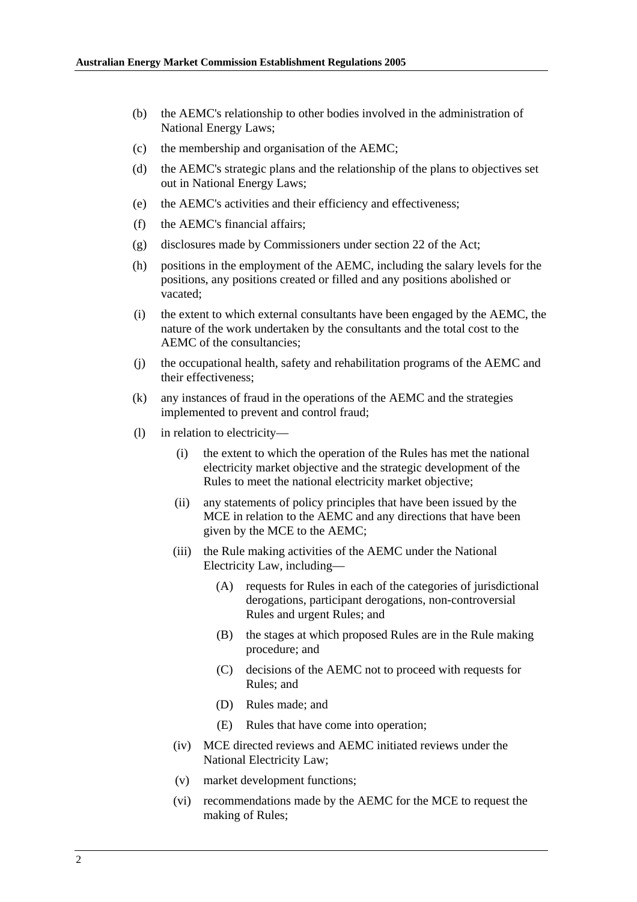(b) the AEMC's relationship to other bodies involved in the administration of National Energy Laws;

(c) the membership and organisation of the AEMC;

(d) the AEMC's strategic plans and the relationship of the plans to objectives set out in National Energy Laws;

(e) the AEMC's activities and their efficiency and effectiveness;

(f) the AEMC's financial affairs;

(g) disclosures made by Commissioners under section 22 of the Act;

(h) positions in the employment of the AEMC, including the salary levels for the positions, any positions created or filled and any positions abolished or vacated;

(i) the extent to which external consultants have been engaged by the AEMC, the nature of the work undertaken by the consultants and the total cost to the AEMC of the consultancies;

(j) the occupational health, safety and rehabilitation programs of the AEMC and their effectiveness;

(k) any instances of fraud in the operations of the AEMC and the strategies implemented to prevent and control fraud;

(l) in relation to electricity—

  (i) the extent to which the operation of the Rules has met the national electricity market objective and the strategic development of the Rules to meet the national electricity market objective;

  (ii) any statements of policy principles that have been issued by the MCE in relation to the AEMC and any directions that have been given by the MCE to the AEMC;

  (iii) the Rule making activities of the AEMC under the National Electricity Law, including—

    (A) requests for Rules in each of the categories of jurisdictional derogations, participant derogations, non-controversial Rules and urgent Rules; and

    (B) the stages at which proposed Rules are in the Rule making procedure; and

    (C) decisions of the AEMC not to proceed with requests for Rules; and

    (D) Rules made; and

    (E) Rules that have come into operation;

  (iv) MCE directed reviews and AEMC initiated reviews under the National Electricity Law;

  (v) market development functions;

  (vi) recommendations made by the AEMC for the MCE to request the making of Rules;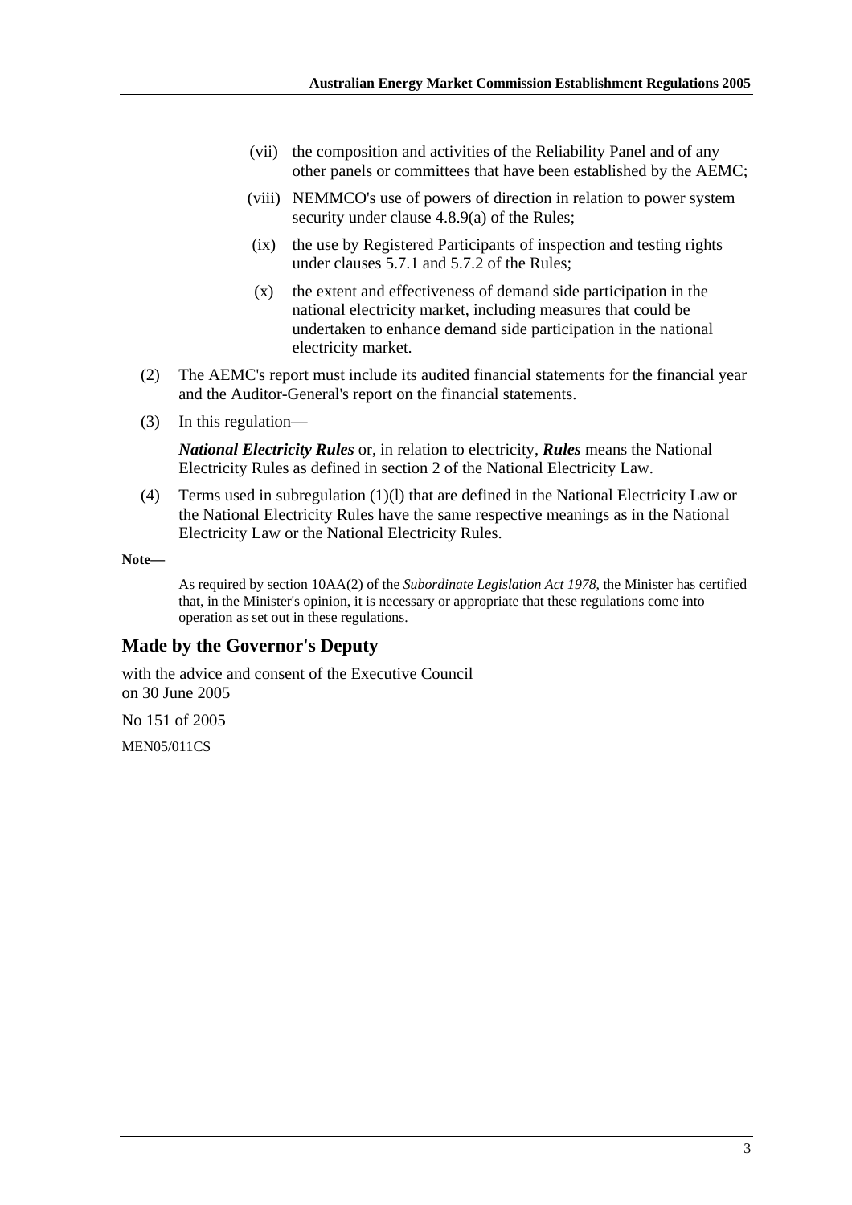(vii) the composition and activities of the Reliability Panel and of any other panels or committees that have been established by the AEMC;

(viii) NEMMCO's use of powers of direction in relation to power system security under clause 4.8.9(a) of the Rules;

(ix) the use by Registered Participants of inspection and testing rights under clauses 5.7.1 and 5.7.2 of the Rules;

(x) the extent and effectiveness of demand side participation in the national electricity market, including measures that could be undertaken to enhance demand side participation in the national electricity market.

(2) The AEMC's report must include its audited financial statements for the financial year and the Auditor-General's report on the financial statements.

(3) In this regulation—

***National Electricity Rules*** or, in relation to electricity, ***Rules*** means the National Electricity Rules as defined in section 2 of the National Electricity Law.

(4) Terms used in subregulation (1)(l) that are defined in the National Electricity Law or the National Electricity Rules have the same respective meanings as in the National Electricity Law or the National Electricity Rules.

**Note—**

As required by section 10AA(2) of the *Subordinate Legislation Act 1978*, the Minister has certified that, in the Minister's opinion, it is necessary or appropriate that these regulations come into operation as set out in these regulations.

## Made by the Governor's Deputy

with the advice and consent of the Executive Council on 30 June 2005

No 151 of 2005

MEN05/011CS